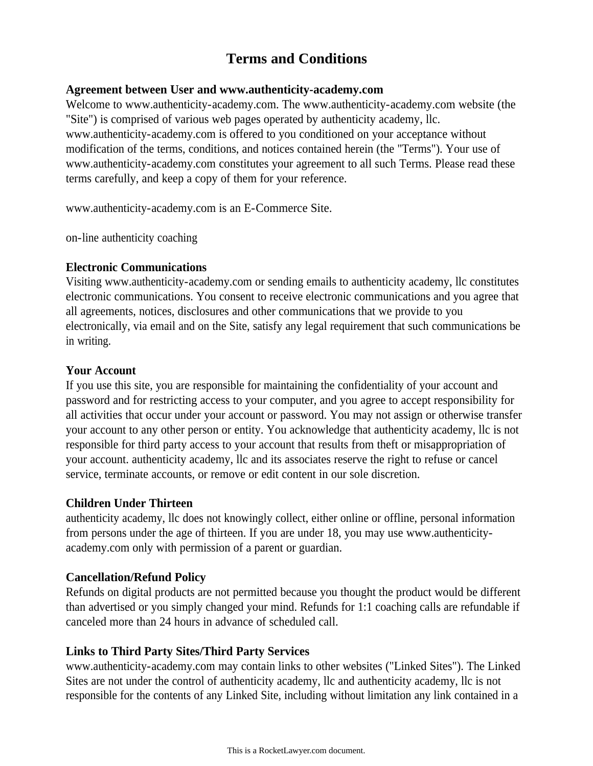# Terms and Conditions

**Agreement between User and www.authenticity-academy.com**
Welcome to www.authenticity-academy.com. The www.authenticity-academy.com website (the "Site") is comprised of various web pages operated by authenticity academy, llc. www.authenticity-academy.com is offered to you conditioned on your acceptance without modification of the terms, conditions, and notices contained herein (the "Terms"). Your use of www.authenticity-academy.com constitutes your agreement to all such Terms. Please read these terms carefully, and keep a copy of them for your reference.

www.authenticity-academy.com is an E-Commerce Site.

on-line authenticity coaching

**Electronic Communications**
Visiting www.authenticity-academy.com or sending emails to authenticity academy, llc constitutes electronic communications. You consent to receive electronic communications and you agree that all agreements, notices, disclosures and other communications that we provide to you electronically, via email and on the Site, satisfy any legal requirement that such communications be in writing.

**Your Account**
If you use this site, you are responsible for maintaining the confidentiality of your account and password and for restricting access to your computer, and you agree to accept responsibility for all activities that occur under your account or password. You may not assign or otherwise transfer your account to any other person or entity. You acknowledge that authenticity academy, llc is not responsible for third party access to your account that results from theft or misappropriation of your account. authenticity academy, llc and its associates reserve the right to refuse or cancel service, terminate accounts, or remove or edit content in our sole discretion.

**Children Under Thirteen**
authenticity academy, llc does not knowingly collect, either online or offline, personal information from persons under the age of thirteen. If you are under 18, you may use www.authenticity-academy.com only with permission of a parent or guardian.

**Cancellation/Refund Policy**
Refunds on digital products are not permitted because you thought the product would be different than advertised or you simply changed your mind. Refunds for 1:1 coaching calls are refundable if canceled more than 24 hours in advance of scheduled call.

**Links to Third Party Sites/Third Party Services**
www.authenticity-academy.com may contain links to other websites ("Linked Sites"). The Linked Sites are not under the control of authenticity academy, llc and authenticity academy, llc is not responsible for the contents of any Linked Site, including without limitation any link contained in a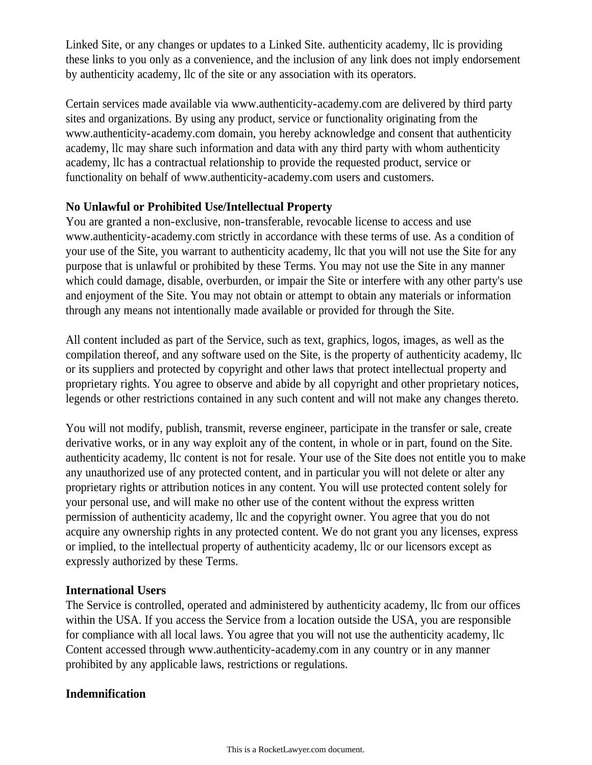Linked Site, or any changes or updates to a Linked Site. authenticity academy, llc is providing these links to you only as a convenience, and the inclusion of any link does not imply endorsement by authenticity academy, llc of the site or any association with its operators.

Certain services made available via www.authenticity-academy.com are delivered by third party sites and organizations. By using any product, service or functionality originating from the www.authenticity-academy.com domain, you hereby acknowledge and consent that authenticity academy, llc may share such information and data with any third party with whom authenticity academy, llc has a contractual relationship to provide the requested product, service or functionality on behalf of www.authenticity-academy.com users and customers.

**No Unlawful or Prohibited Use/Intellectual Property**

You are granted a non-exclusive, non-transferable, revocable license to access and use www.authenticity-academy.com strictly in accordance with these terms of use. As a condition of your use of the Site, you warrant to authenticity academy, llc that you will not use the Site for any purpose that is unlawful or prohibited by these Terms. You may not use the Site in any manner which could damage, disable, overburden, or impair the Site or interfere with any other party's use and enjoyment of the Site. You may not obtain or attempt to obtain any materials or information through any means not intentionally made available or provided for through the Site.

All content included as part of the Service, such as text, graphics, logos, images, as well as the compilation thereof, and any software used on the Site, is the property of authenticity academy, llc or its suppliers and protected by copyright and other laws that protect intellectual property and proprietary rights. You agree to observe and abide by all copyright and other proprietary notices, legends or other restrictions contained in any such content and will not make any changes thereto.

You will not modify, publish, transmit, reverse engineer, participate in the transfer or sale, create derivative works, or in any way exploit any of the content, in whole or in part, found on the Site. authenticity academy, llc content is not for resale. Your use of the Site does not entitle you to make any unauthorized use of any protected content, and in particular you will not delete or alter any proprietary rights or attribution notices in any content. You will use protected content solely for your personal use, and will make no other use of the content without the express written permission of authenticity academy, llc and the copyright owner. You agree that you do not acquire any ownership rights in any protected content. We do not grant you any licenses, express or implied, to the intellectual property of authenticity academy, llc or our licensors except as expressly authorized by these Terms.

**International Users**

The Service is controlled, operated and administered by authenticity academy, llc from our offices within the USA. If you access the Service from a location outside the USA, you are responsible for compliance with all local laws. You agree that you will not use the authenticity academy, llc Content accessed through www.authenticity-academy.com in any country or in any manner prohibited by any applicable laws, restrictions or regulations.

**Indemnification**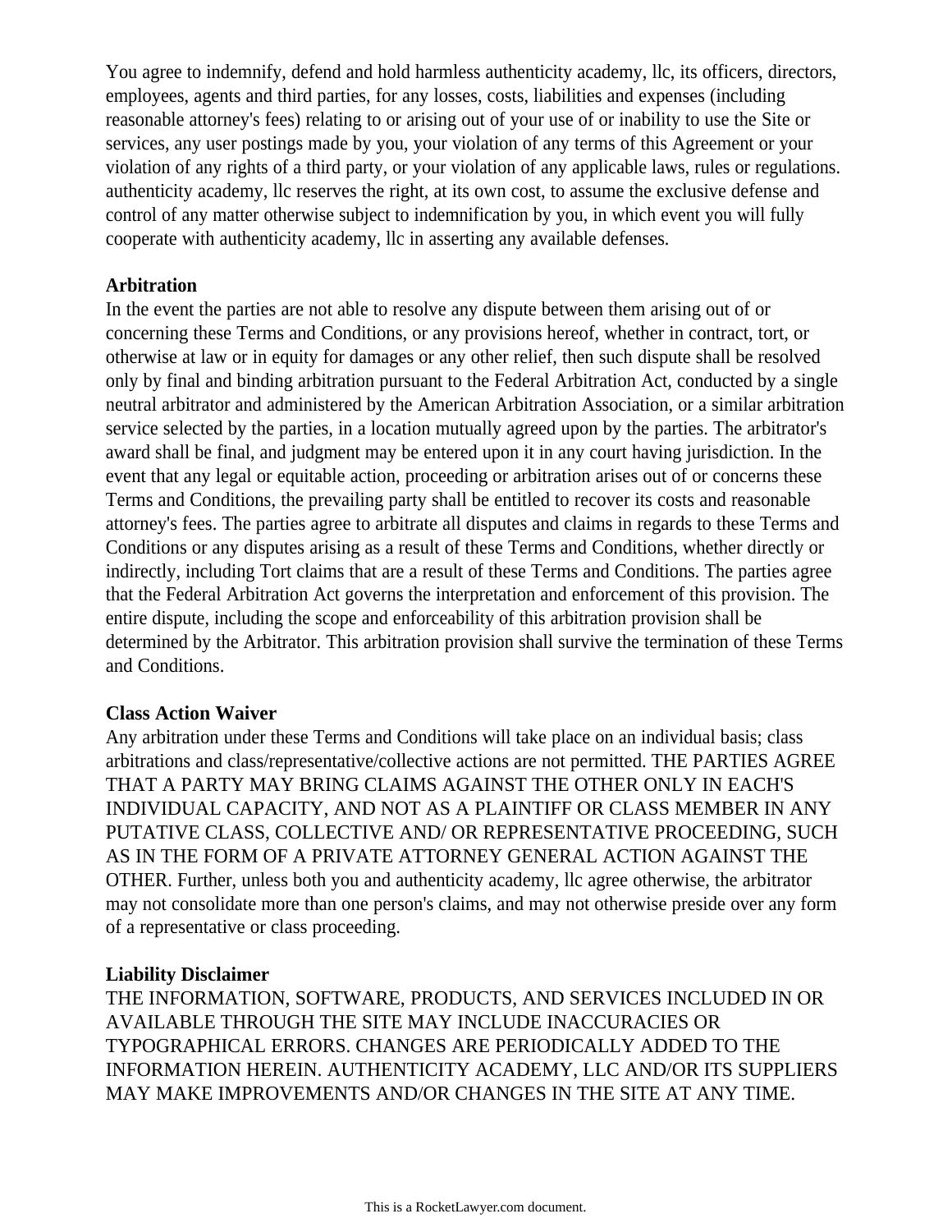You agree to indemnify, defend and hold harmless authenticity academy, llc, its officers, directors, employees, agents and third parties, for any losses, costs, liabilities and expenses (including reasonable attorney's fees) relating to or arising out of your use of or inability to use the Site or services, any user postings made by you, your violation of any terms of this Agreement or your violation of any rights of a third party, or your violation of any applicable laws, rules or regulations. authenticity academy, llc reserves the right, at its own cost, to assume the exclusive defense and control of any matter otherwise subject to indemnification by you, in which event you will fully cooperate with authenticity academy, llc in asserting any available defenses.

**Arbitration**

In the event the parties are not able to resolve any dispute between them arising out of or concerning these Terms and Conditions, or any provisions hereof, whether in contract, tort, or otherwise at law or in equity for damages or any other relief, then such dispute shall be resolved only by final and binding arbitration pursuant to the Federal Arbitration Act, conducted by a single neutral arbitrator and administered by the American Arbitration Association, or a similar arbitration service selected by the parties, in a location mutually agreed upon by the parties. The arbitrator's award shall be final, and judgment may be entered upon it in any court having jurisdiction. In the event that any legal or equitable action, proceeding or arbitration arises out of or concerns these Terms and Conditions, the prevailing party shall be entitled to recover its costs and reasonable attorney's fees. The parties agree to arbitrate all disputes and claims in regards to these Terms and Conditions or any disputes arising as a result of these Terms and Conditions, whether directly or indirectly, including Tort claims that are a result of these Terms and Conditions. The parties agree that the Federal Arbitration Act governs the interpretation and enforcement of this provision. The entire dispute, including the scope and enforceability of this arbitration provision shall be determined by the Arbitrator. This arbitration provision shall survive the termination of these Terms and Conditions.

**Class Action Waiver**

Any arbitration under these Terms and Conditions will take place on an individual basis; class arbitrations and class/representative/collective actions are not permitted. THE PARTIES AGREE THAT A PARTY MAY BRING CLAIMS AGAINST THE OTHER ONLY IN EACH'S INDIVIDUAL CAPACITY, AND NOT AS A PLAINTIFF OR CLASS MEMBER IN ANY PUTATIVE CLASS, COLLECTIVE AND/ OR REPRESENTATIVE PROCEEDING, SUCH AS IN THE FORM OF A PRIVATE ATTORNEY GENERAL ACTION AGAINST THE OTHER. Further, unless both you and authenticity academy, llc agree otherwise, the arbitrator may not consolidate more than one person's claims, and may not otherwise preside over any form of a representative or class proceeding.

**Liability Disclaimer**

THE INFORMATION, SOFTWARE, PRODUCTS, AND SERVICES INCLUDED IN OR AVAILABLE THROUGH THE SITE MAY INCLUDE INACCURACIES OR TYPOGRAPHICAL ERRORS. CHANGES ARE PERIODICALLY ADDED TO THE INFORMATION HEREIN. AUTHENTICITY ACADEMY, LLC AND/OR ITS SUPPLIERS MAY MAKE IMPROVEMENTS AND/OR CHANGES IN THE SITE AT ANY TIME.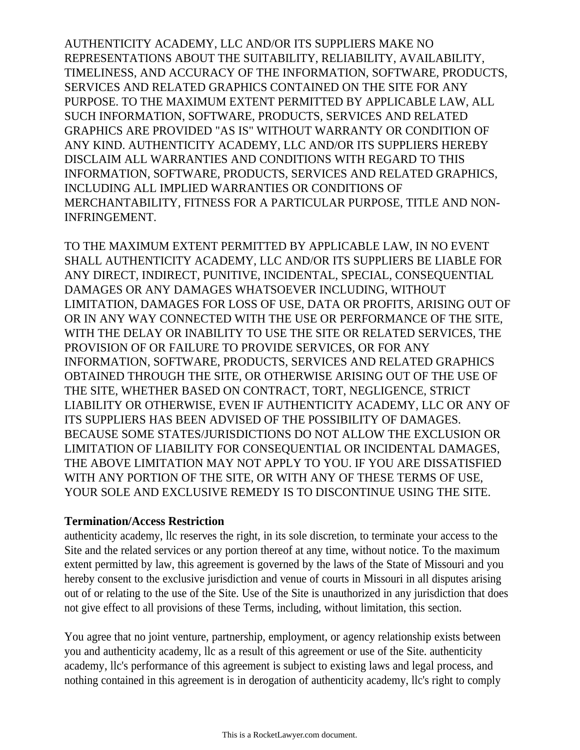AUTHENTICITY ACADEMY, LLC AND/OR ITS SUPPLIERS MAKE NO REPRESENTATIONS ABOUT THE SUITABILITY, RELIABILITY, AVAILABILITY, TIMELINESS, AND ACCURACY OF THE INFORMATION, SOFTWARE, PRODUCTS, SERVICES AND RELATED GRAPHICS CONTAINED ON THE SITE FOR ANY PURPOSE. TO THE MAXIMUM EXTENT PERMITTED BY APPLICABLE LAW, ALL SUCH INFORMATION, SOFTWARE, PRODUCTS, SERVICES AND RELATED GRAPHICS ARE PROVIDED "AS IS" WITHOUT WARRANTY OR CONDITION OF ANY KIND. AUTHENTICITY ACADEMY, LLC AND/OR ITS SUPPLIERS HEREBY DISCLAIM ALL WARRANTIES AND CONDITIONS WITH REGARD TO THIS INFORMATION, SOFTWARE, PRODUCTS, SERVICES AND RELATED GRAPHICS, INCLUDING ALL IMPLIED WARRANTIES OR CONDITIONS OF MERCHANTABILITY, FITNESS FOR A PARTICULAR PURPOSE, TITLE AND NON-INFRINGEMENT.

TO THE MAXIMUM EXTENT PERMITTED BY APPLICABLE LAW, IN NO EVENT SHALL AUTHENTICITY ACADEMY, LLC AND/OR ITS SUPPLIERS BE LIABLE FOR ANY DIRECT, INDIRECT, PUNITIVE, INCIDENTAL, SPECIAL, CONSEQUENTIAL DAMAGES OR ANY DAMAGES WHATSOEVER INCLUDING, WITHOUT LIMITATION, DAMAGES FOR LOSS OF USE, DATA OR PROFITS, ARISING OUT OF OR IN ANY WAY CONNECTED WITH THE USE OR PERFORMANCE OF THE SITE, WITH THE DELAY OR INABILITY TO USE THE SITE OR RELATED SERVICES, THE PROVISION OF OR FAILURE TO PROVIDE SERVICES, OR FOR ANY INFORMATION, SOFTWARE, PRODUCTS, SERVICES AND RELATED GRAPHICS OBTAINED THROUGH THE SITE, OR OTHERWISE ARISING OUT OF THE USE OF THE SITE, WHETHER BASED ON CONTRACT, TORT, NEGLIGENCE, STRICT LIABILITY OR OTHERWISE, EVEN IF AUTHENTICITY ACADEMY, LLC OR ANY OF ITS SUPPLIERS HAS BEEN ADVISED OF THE POSSIBILITY OF DAMAGES. BECAUSE SOME STATES/JURISDICTIONS DO NOT ALLOW THE EXCLUSION OR LIMITATION OF LIABILITY FOR CONSEQUENTIAL OR INCIDENTAL DAMAGES, THE ABOVE LIMITATION MAY NOT APPLY TO YOU. IF YOU ARE DISSATISFIED WITH ANY PORTION OF THE SITE, OR WITH ANY OF THESE TERMS OF USE, YOUR SOLE AND EXCLUSIVE REMEDY IS TO DISCONTINUE USING THE SITE.

**Termination/Access Restriction**

authenticity academy, llc reserves the right, in its sole discretion, to terminate your access to the Site and the related services or any portion thereof at any time, without notice. To the maximum extent permitted by law, this agreement is governed by the laws of the State of Missouri and you hereby consent to the exclusive jurisdiction and venue of courts in Missouri in all disputes arising out of or relating to the use of the Site. Use of the Site is unauthorized in any jurisdiction that does not give effect to all provisions of these Terms, including, without limitation, this section.

You agree that no joint venture, partnership, employment, or agency relationship exists between you and authenticity academy, llc as a result of this agreement or use of the Site. authenticity academy, llc's performance of this agreement is subject to existing laws and legal process, and nothing contained in this agreement is in derogation of authenticity academy, llc's right to comply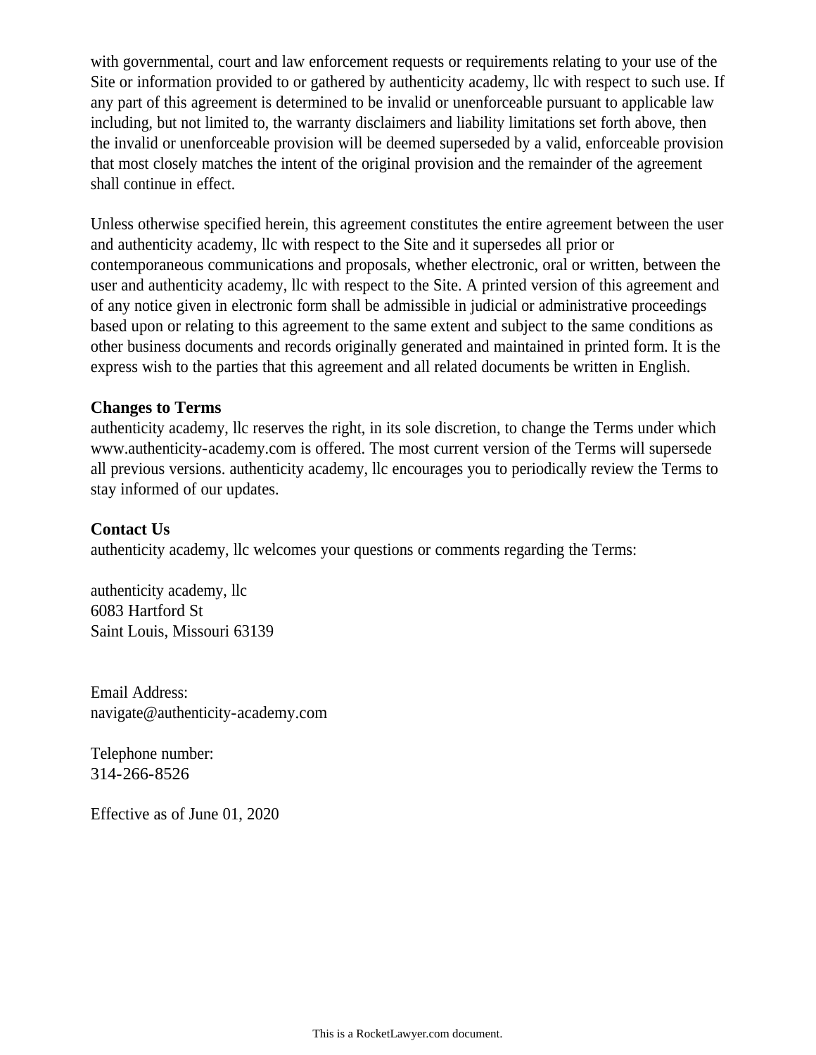with governmental, court and law enforcement requests or requirements relating to your use of the Site or information provided to or gathered by authenticity academy, llc with respect to such use. If any part of this agreement is determined to be invalid or unenforceable pursuant to applicable law including, but not limited to, the warranty disclaimers and liability limitations set forth above, then the invalid or unenforceable provision will be deemed superseded by a valid, enforceable provision that most closely matches the intent of the original provision and the remainder of the agreement shall continue in effect.

Unless otherwise specified herein, this agreement constitutes the entire agreement between the user and authenticity academy, llc with respect to the Site and it supersedes all prior or contemporaneous communications and proposals, whether electronic, oral or written, between the user and authenticity academy, llc with respect to the Site. A printed version of this agreement and of any notice given in electronic form shall be admissible in judicial or administrative proceedings based upon or relating to this agreement to the same extent and subject to the same conditions as other business documents and records originally generated and maintained in printed form. It is the express wish to the parties that this agreement and all related documents be written in English.

**Changes to Terms**

authenticity academy, llc reserves the right, in its sole discretion, to change the Terms under which www.authenticity-academy.com is offered. The most current version of the Terms will supersede all previous versions. authenticity academy, llc encourages you to periodically review the Terms to stay informed of our updates.

**Contact Us**

authenticity academy, llc welcomes your questions or comments regarding the Terms:

authenticity academy, llc
6083 Hartford St
Saint Louis, Missouri 63139

Email Address:
navigate@authenticity-academy.com

Telephone number:
314-266-8526

Effective as of June 01, 2020

This is a RocketLawyer.com document.